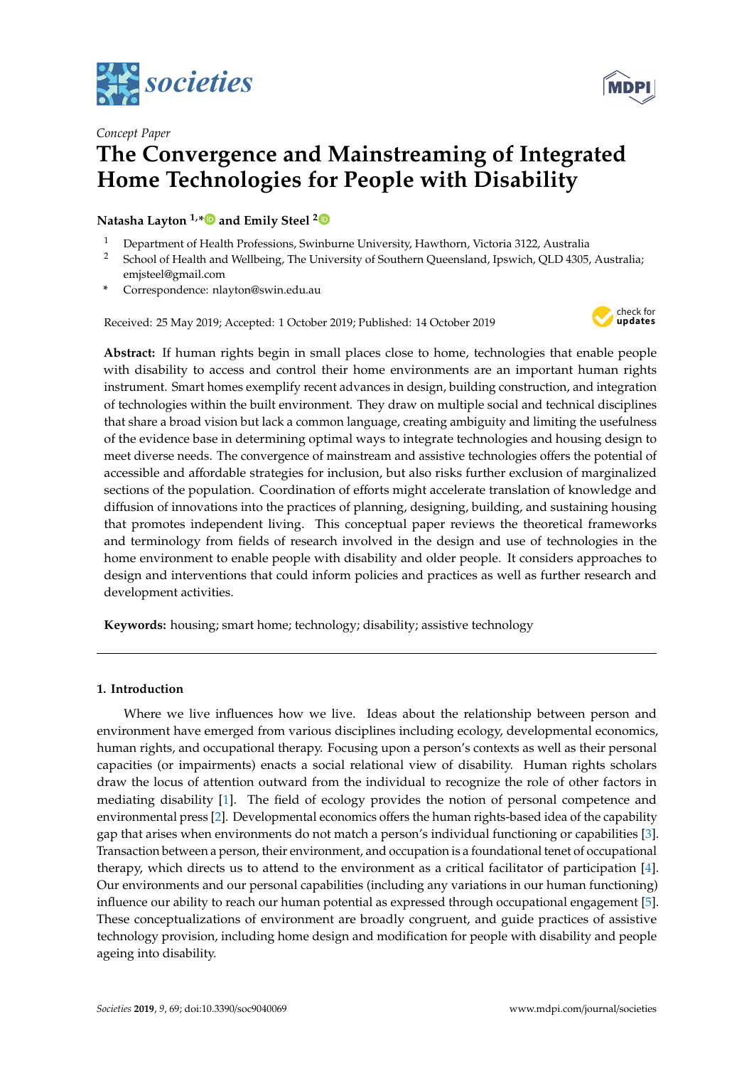*Concept Paper*

# The Convergence and Mainstreaming of Integrated Home Technologies for People with Disability

**Natasha Layton [1,*] and Emily Steel [2]**

[1] Department of Health Professions, Swinburne University, Hawthorn, Victoria 3122, Australia

[2] School of Health and Wellbeing, The University of Southern Queensland, Ipswich, QLD 4305, Australia; emjsteel@gmail.com

* Correspondence: nlayton@swin.edu.au

Received: 25 May 2019; Accepted: 1 October 2019; Published: 14 October 2019

**Abstract:** If human rights begin in small places close to home, technologies that enable people with disability to access and control their home environments are an important human rights instrument. Smart homes exemplify recent advances in design, building construction, and integration of technologies within the built environment. They draw on multiple social and technical disciplines that share a broad vision but lack a common language, creating ambiguity and limiting the usefulness of the evidence base in determining optimal ways to integrate technologies and housing design to meet diverse needs. The convergence of mainstream and assistive technologies offers the potential of accessible and affordable strategies for inclusion, but also risks further exclusion of marginalized sections of the population. Coordination of efforts might accelerate translation of knowledge and diffusion of innovations into the practices of planning, designing, building, and sustaining housing that promotes independent living. This conceptual paper reviews the theoretical frameworks and terminology from fields of research involved in the design and use of technologies in the home environment to enable people with disability and older people. It considers approaches to design and interventions that could inform policies and practices as well as further research and development activities.

**Keywords:** housing; smart home; technology; disability; assistive technology

---

## 1. Introduction

Where we live influences how we live. Ideas about the relationship between person and environment have emerged from various disciplines including ecology, developmental economics, human rights, and occupational therapy. Focusing upon a person's contexts as well as their personal capacities (or impairments) enacts a social relational view of disability. Human rights scholars draw the locus of attention outward from the individual to recognize the role of other factors in mediating disability [1]. The field of ecology provides the notion of personal competence and environmental press [2]. Developmental economics offers the human rights-based idea of the capability gap that arises when environments do not match a person's individual functioning or capabilities [3]. Transaction between a person, their environment, and occupation is a foundational tenet of occupational therapy, which directs us to attend to the environment as a critical facilitator of participation [4]. Our environments and our personal capabilities (including any variations in our human functioning) influence our ability to reach our human potential as expressed through occupational engagement [5]. These conceptualizations of environment are broadly congruent, and guide practices of assistive technology provision, including home design and modification for people with disability and people ageing into disability.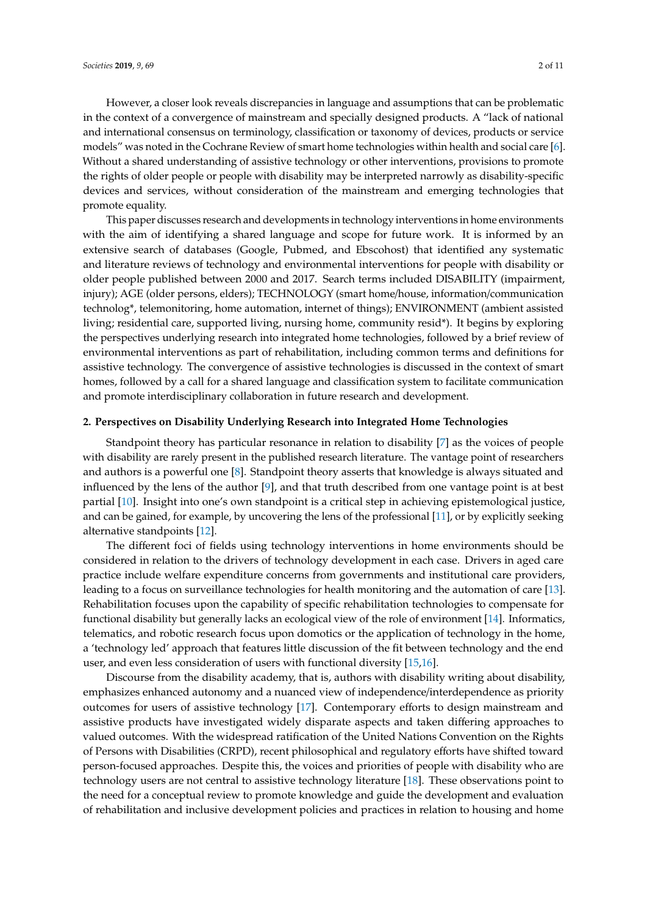However, a closer look reveals discrepancies in language and assumptions that can be problematic in the context of a convergence of mainstream and specially designed products. A "lack of national and international consensus on terminology, classification or taxonomy of devices, products or service models" was noted in the Cochrane Review of smart home technologies within health and social care [6]. Without a shared understanding of assistive technology or other interventions, provisions to promote the rights of older people or people with disability may be interpreted narrowly as disability-specific devices and services, without consideration of the mainstream and emerging technologies that promote equality.

This paper discusses research and developments in technology interventions in home environments with the aim of identifying a shared language and scope for future work. It is informed by an extensive search of databases (Google, Pubmed, and Ebscohost) that identified any systematic and literature reviews of technology and environmental interventions for people with disability or older people published between 2000 and 2017. Search terms included DISABILITY (impairment, injury); AGE (older persons, elders); TECHNOLOGY (smart home/house, information/communication technolog*, telemonitoring, home automation, internet of things); ENVIRONMENT (ambient assisted living; residential care, supported living, nursing home, community resid*). It begins by exploring the perspectives underlying research into integrated home technologies, followed by a brief review of environmental interventions as part of rehabilitation, including common terms and definitions for assistive technology. The convergence of assistive technologies is discussed in the context of smart homes, followed by a call for a shared language and classification system to facilitate communication and promote interdisciplinary collaboration in future research and development.

## 2. Perspectives on Disability Underlying Research into Integrated Home Technologies

Standpoint theory has particular resonance in relation to disability [7] as the voices of people with disability are rarely present in the published research literature. The vantage point of researchers and authors is a powerful one [8]. Standpoint theory asserts that knowledge is always situated and influenced by the lens of the author [9], and that truth described from one vantage point is at best partial [10]. Insight into one's own standpoint is a critical step in achieving epistemological justice, and can be gained, for example, by uncovering the lens of the professional [11], or by explicitly seeking alternative standpoints [12].

The different foci of fields using technology interventions in home environments should be considered in relation to the drivers of technology development in each case. Drivers in aged care practice include welfare expenditure concerns from governments and institutional care providers, leading to a focus on surveillance technologies for health monitoring and the automation of care [13]. Rehabilitation focuses upon the capability of specific rehabilitation technologies to compensate for functional disability but generally lacks an ecological view of the role of environment [14]. Informatics, telematics, and robotic research focus upon domotics or the application of technology in the home, a 'technology led' approach that features little discussion of the fit between technology and the end user, and even less consideration of users with functional diversity [15,16].

Discourse from the disability academy, that is, authors with disability writing about disability, emphasizes enhanced autonomy and a nuanced view of independence/interdependence as priority outcomes for users of assistive technology [17]. Contemporary efforts to design mainstream and assistive products have investigated widely disparate aspects and taken differing approaches to valued outcomes. With the widespread ratification of the United Nations Convention on the Rights of Persons with Disabilities (CRPD), recent philosophical and regulatory efforts have shifted toward person-focused approaches. Despite this, the voices and priorities of people with disability who are technology users are not central to assistive technology literature [18]. These observations point to the need for a conceptual review to promote knowledge and guide the development and evaluation of rehabilitation and inclusive development policies and practices in relation to housing and home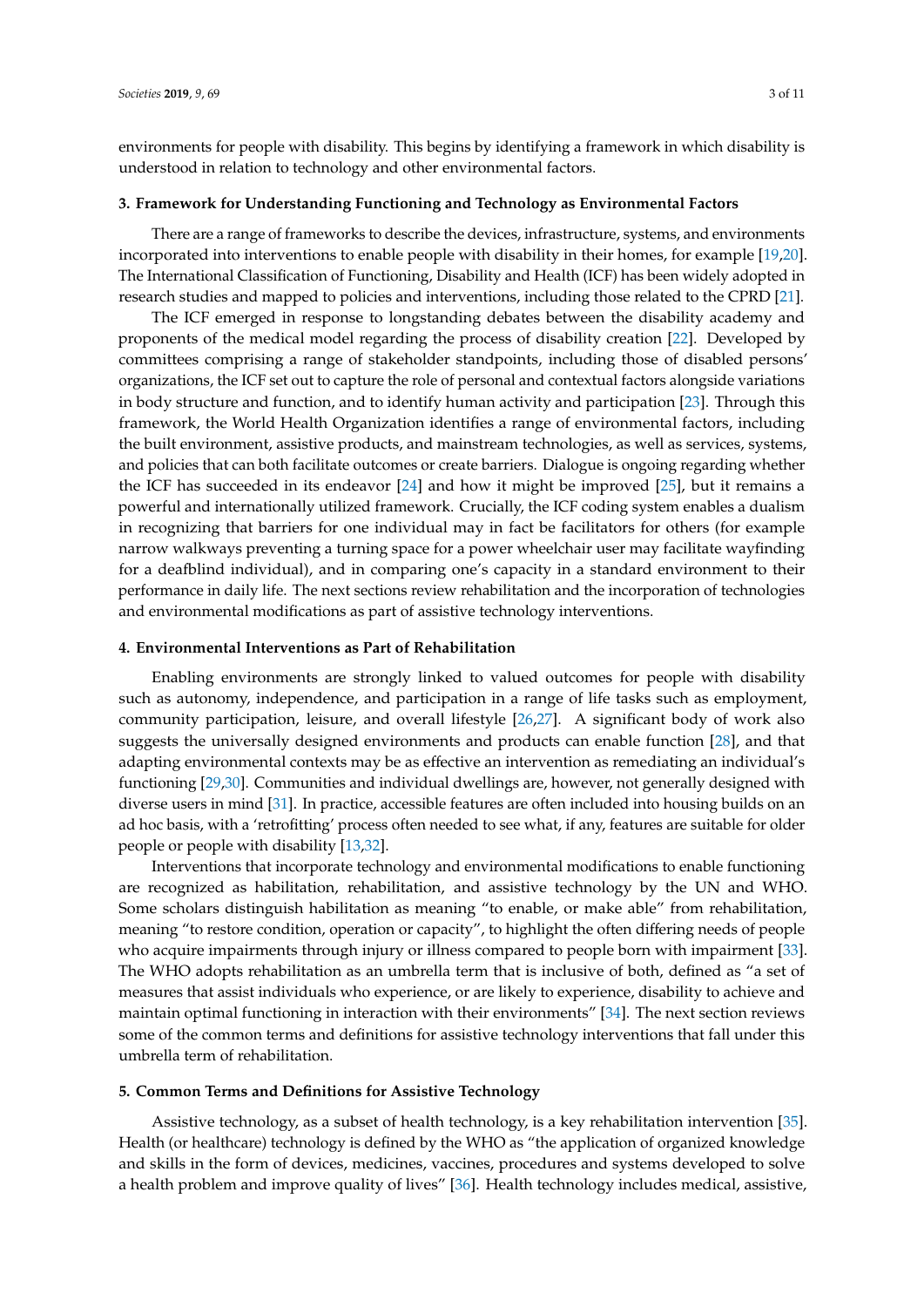environments for people with disability. This begins by identifying a framework in which disability is understood in relation to technology and other environmental factors.

## 3. Framework for Understanding Functioning and Technology as Environmental Factors

There are a range of frameworks to describe the devices, infrastructure, systems, and environments incorporated into interventions to enable people with disability in their homes, for example [19,20]. The International Classification of Functioning, Disability and Health (ICF) has been widely adopted in research studies and mapped to policies and interventions, including those related to the CPRD [21].

The ICF emerged in response to longstanding debates between the disability academy and proponents of the medical model regarding the process of disability creation [22]. Developed by committees comprising a range of stakeholder standpoints, including those of disabled persons' organizations, the ICF set out to capture the role of personal and contextual factors alongside variations in body structure and function, and to identify human activity and participation [23]. Through this framework, the World Health Organization identifies a range of environmental factors, including the built environment, assistive products, and mainstream technologies, as well as services, systems, and policies that can both facilitate outcomes or create barriers. Dialogue is ongoing regarding whether the ICF has succeeded in its endeavor [24] and how it might be improved [25], but it remains a powerful and internationally utilized framework. Crucially, the ICF coding system enables a dualism in recognizing that barriers for one individual may in fact be facilitators for others (for example narrow walkways preventing a turning space for a power wheelchair user may facilitate wayfinding for a deafblind individual), and in comparing one's capacity in a standard environment to their performance in daily life. The next sections review rehabilitation and the incorporation of technologies and environmental modifications as part of assistive technology interventions.

## 4. Environmental Interventions as Part of Rehabilitation

Enabling environments are strongly linked to valued outcomes for people with disability such as autonomy, independence, and participation in a range of life tasks such as employment, community participation, leisure, and overall lifestyle [26,27]. A significant body of work also suggests the universally designed environments and products can enable function [28], and that adapting environmental contexts may be as effective an intervention as remediating an individual's functioning [29,30]. Communities and individual dwellings are, however, not generally designed with diverse users in mind [31]. In practice, accessible features are often included into housing builds on an ad hoc basis, with a 'retrofitting' process often needed to see what, if any, features are suitable for older people or people with disability [13,32].

Interventions that incorporate technology and environmental modifications to enable functioning are recognized as habilitation, rehabilitation, and assistive technology by the UN and WHO. Some scholars distinguish habilitation as meaning "to enable, or make able" from rehabilitation, meaning "to restore condition, operation or capacity", to highlight the often differing needs of people who acquire impairments through injury or illness compared to people born with impairment [33]. The WHO adopts rehabilitation as an umbrella term that is inclusive of both, defined as "a set of measures that assist individuals who experience, or are likely to experience, disability to achieve and maintain optimal functioning in interaction with their environments" [34]. The next section reviews some of the common terms and definitions for assistive technology interventions that fall under this umbrella term of rehabilitation.

## 5. Common Terms and Definitions for Assistive Technology

Assistive technology, as a subset of health technology, is a key rehabilitation intervention [35]. Health (or healthcare) technology is defined by the WHO as "the application of organized knowledge and skills in the form of devices, medicines, vaccines, procedures and systems developed to solve a health problem and improve quality of lives" [36]. Health technology includes medical, assistive,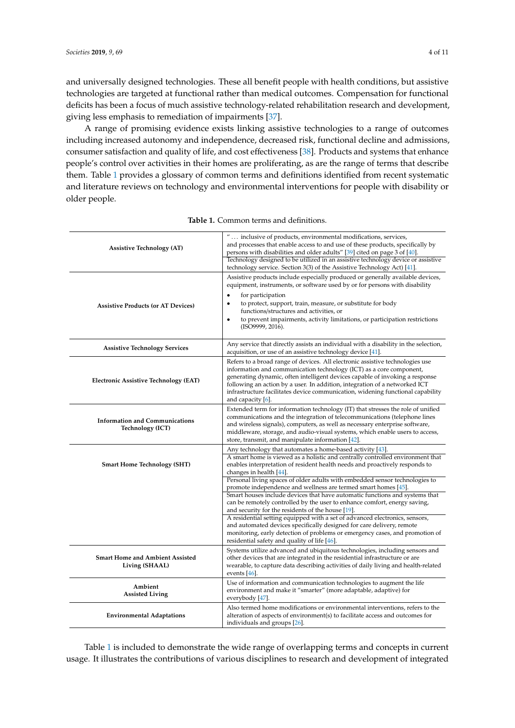and universally designed technologies. These all benefit people with health conditions, but assistive technologies are targeted at functional rather than medical outcomes. Compensation for functional deficits has been a focus of much assistive technology-related rehabilitation research and development, giving less emphasis to remediation of impairments [37].

A range of promising evidence exists linking assistive technologies to a range of outcomes including increased autonomy and independence, decreased risk, functional decline and admissions, consumer satisfaction and quality of life, and cost effectiveness [38]. Products and systems that enhance people's control over activities in their homes are proliferating, as are the range of terms that describe them. Table 1 provides a glossary of common terms and definitions identified from recent systematic and literature reviews on technology and environmental interventions for people with disability or older people.

**Table 1.** Common terms and definitions.

| | |
|---|---|
| **Assistive Technology (AT)** | "… inclusive of products, environmental modifications, services, and processes that enable access to and use of these products, specifically by persons with disabilities and older adults" [39] cited on page 3 of [40]. |
| | Technology designed to be utilized in an assistive technology device or assistive technology service. Section 3(3) of the Assistive Technology Act) [41]. |
| **Assistive Products (or AT Devices)** | Assistive products include especially produced or generally available devices, equipment, instruments, or software used by or for persons with disability<br>• for participation<br>• to protect, support, train, measure, or substitute for body functions/structures and activities, or<br>• to prevent impairments, activity limitations, or participation restrictions (ISO9999, 2016). |
| **Assistive Technology Services** | Any service that directly assists an individual with a disability in the selection, acquisition, or use of an assistive technology device [41]. |
| **Electronic Assistive Technology (EAT)** | Refers to a broad range of devices. All electronic assistive technologies use information and communication technology (ICT) as a core component, generating dynamic, often intelligent devices capable of invoking a response following an action by a user. In addition, integration of a networked ICT infrastructure facilitates device communication, widening functional capability and capacity [6]. |
| **Information and Communications Technology (ICT)** | Extended term for information technology (IT) that stresses the role of unified communications and the integration of telecommunications (telephone lines and wireless signals), computers, as well as necessary enterprise software, middleware, storage, and audio-visual systems, which enable users to access, store, transmit, and manipulate information [42]. |
| **Smart Home Technology (SHT)** | Any technology that automates a home-based activity [43]. |
| | A smart home is viewed as a holistic and centrally controlled environment that enables interpretation of resident health needs and proactively responds to changes in health [44]. |
| | Personal living spaces of older adults with embedded sensor technologies to promote independence and wellness are termed smart homes [45]. |
| | Smart houses include devices that have automatic functions and systems that can be remotely controlled by the user to enhance comfort, energy saving, and security for the residents of the house [19]. |
| | A residential setting equipped with a set of advanced electronics, sensors, and automated devices specifically designed for care delivery, remote monitoring, early detection of problems or emergency cases, and promotion of residential safety and quality of life [46]. |
| **Smart Home and Ambient Assisted Living (SHAAL)** | Systems utilize advanced and ubiquitous technologies, including sensors and other devices that are integrated in the residential infrastructure or are wearable, to capture data describing activities of daily living and health-related events [46]. |
| **Ambient Assisted Living** | Use of information and communication technologies to augment the life environment and make it "smarter" (more adaptable, adaptive) for everybody [47]. |
| **Environmental Adaptations** | Also termed home modifications or environmental interventions, refers to the alteration of aspects of environment(s) to facilitate access and outcomes for individuals and groups [26]. |

Table 1 is included to demonstrate the wide range of overlapping terms and concepts in current usage. It illustrates the contributions of various disciplines to research and development of integrated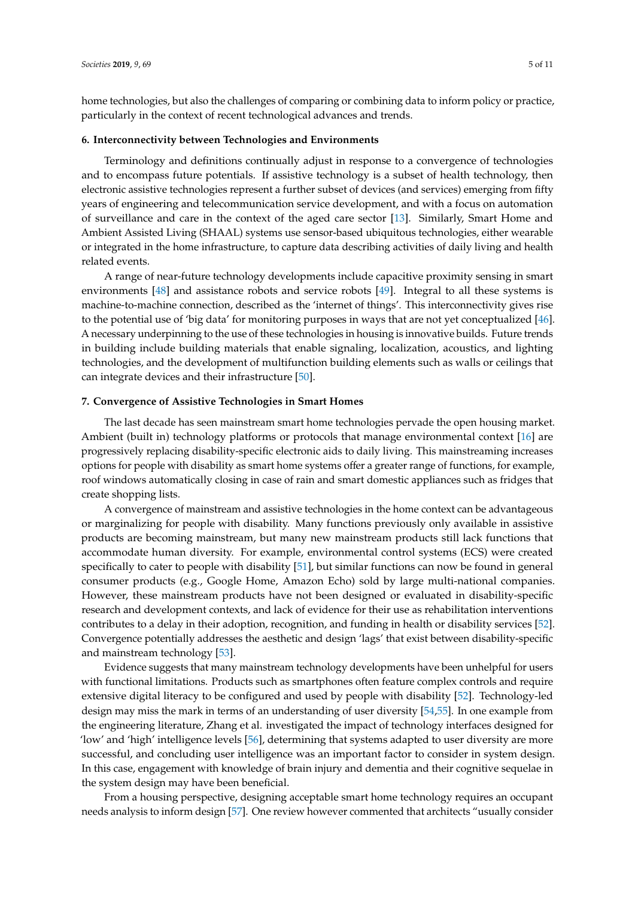home technologies, but also the challenges of comparing or combining data to inform policy or practice, particularly in the context of recent technological advances and trends.

## 6. Interconnectivity between Technologies and Environments

Terminology and definitions continually adjust in response to a convergence of technologies and to encompass future potentials. If assistive technology is a subset of health technology, then electronic assistive technologies represent a further subset of devices (and services) emerging from fifty years of engineering and telecommunication service development, and with a focus on automation of surveillance and care in the context of the aged care sector [13]. Similarly, Smart Home and Ambient Assisted Living (SHAAL) systems use sensor-based ubiquitous technologies, either wearable or integrated in the home infrastructure, to capture data describing activities of daily living and health related events.

A range of near-future technology developments include capacitive proximity sensing in smart environments [48] and assistance robots and service robots [49]. Integral to all these systems is machine-to-machine connection, described as the 'internet of things'. This interconnectivity gives rise to the potential use of 'big data' for monitoring purposes in ways that are not yet conceptualized [46]. A necessary underpinning to the use of these technologies in housing is innovative builds. Future trends in building include building materials that enable signaling, localization, acoustics, and lighting technologies, and the development of multifunction building elements such as walls or ceilings that can integrate devices and their infrastructure [50].

## 7. Convergence of Assistive Technologies in Smart Homes

The last decade has seen mainstream smart home technologies pervade the open housing market. Ambient (built in) technology platforms or protocols that manage environmental context [16] are progressively replacing disability-specific electronic aids to daily living. This mainstreaming increases options for people with disability as smart home systems offer a greater range of functions, for example, roof windows automatically closing in case of rain and smart domestic appliances such as fridges that create shopping lists.

A convergence of mainstream and assistive technologies in the home context can be advantageous or marginalizing for people with disability. Many functions previously only available in assistive products are becoming mainstream, but many new mainstream products still lack functions that accommodate human diversity. For example, environmental control systems (ECS) were created specifically to cater to people with disability [51], but similar functions can now be found in general consumer products (e.g., Google Home, Amazon Echo) sold by large multi-national companies. However, these mainstream products have not been designed or evaluated in disability-specific research and development contexts, and lack of evidence for their use as rehabilitation interventions contributes to a delay in their adoption, recognition, and funding in health or disability services [52]. Convergence potentially addresses the aesthetic and design 'lags' that exist between disability-specific and mainstream technology [53].

Evidence suggests that many mainstream technology developments have been unhelpful for users with functional limitations. Products such as smartphones often feature complex controls and require extensive digital literacy to be configured and used by people with disability [52]. Technology-led design may miss the mark in terms of an understanding of user diversity [54,55]. In one example from the engineering literature, Zhang et al. investigated the impact of technology interfaces designed for 'low' and 'high' intelligence levels [56], determining that systems adapted to user diversity are more successful, and concluding user intelligence was an important factor to consider in system design. In this case, engagement with knowledge of brain injury and dementia and their cognitive sequelae in the system design may have been beneficial.

From a housing perspective, designing acceptable smart home technology requires an occupant needs analysis to inform design [57]. One review however commented that architects "usually consider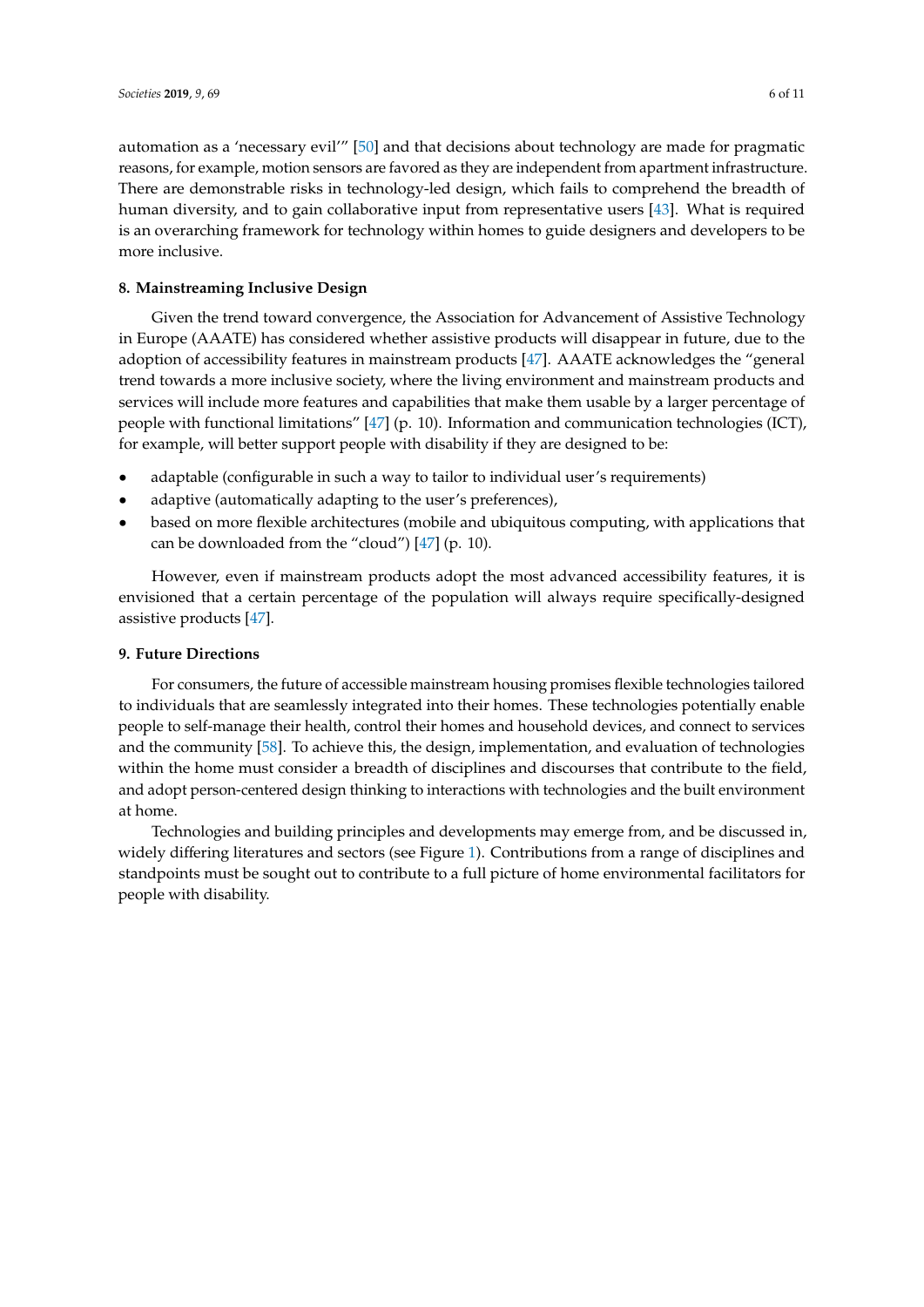automation as a 'necessary evil'" [50] and that decisions about technology are made for pragmatic reasons, for example, motion sensors are favored as they are independent from apartment infrastructure. There are demonstrable risks in technology-led design, which fails to comprehend the breadth of human diversity, and to gain collaborative input from representative users [43]. What is required is an overarching framework for technology within homes to guide designers and developers to be more inclusive.

## 8. Mainstreaming Inclusive Design

Given the trend toward convergence, the Association for Advancement of Assistive Technology in Europe (AAATE) has considered whether assistive products will disappear in future, due to the adoption of accessibility features in mainstream products [47]. AAATE acknowledges the "general trend towards a more inclusive society, where the living environment and mainstream products and services will include more features and capabilities that make them usable by a larger percentage of people with functional limitations" [47] (p. 10). Information and communication technologies (ICT), for example, will better support people with disability if they are designed to be:

- adaptable (configurable in such a way to tailor to individual user's requirements)
- adaptive (automatically adapting to the user's preferences),
- based on more flexible architectures (mobile and ubiquitous computing, with applications that can be downloaded from the "cloud") [47] (p. 10).

However, even if mainstream products adopt the most advanced accessibility features, it is envisioned that a certain percentage of the population will always require specifically-designed assistive products [47].

## 9. Future Directions

For consumers, the future of accessible mainstream housing promises flexible technologies tailored to individuals that are seamlessly integrated into their homes. These technologies potentially enable people to self-manage their health, control their homes and household devices, and connect to services and the community [58]. To achieve this, the design, implementation, and evaluation of technologies within the home must consider a breadth of disciplines and discourses that contribute to the field, and adopt person-centered design thinking to interactions with technologies and the built environment at home.

Technologies and building principles and developments may emerge from, and be discussed in, widely differing literatures and sectors (see Figure 1). Contributions from a range of disciplines and standpoints must be sought out to contribute to a full picture of home environmental facilitators for people with disability.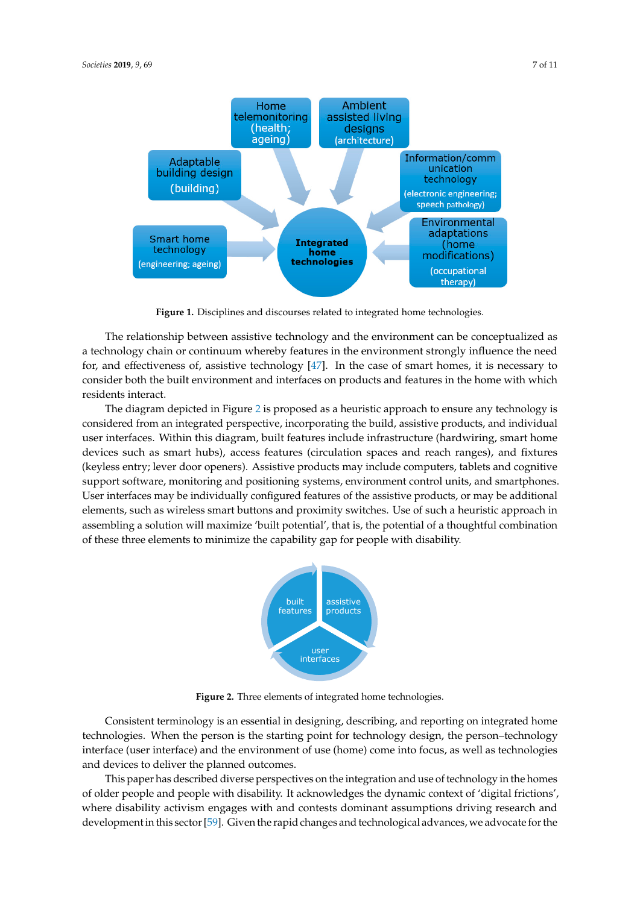Figure 1. Disciplines and discourses related to integrated home technologies.

The relationship between assistive technology and the environment can be conceptualized as a technology chain or continuum whereby features in the environment strongly influence the need for, and effectiveness of, assistive technology [47]. In the case of smart homes, it is necessary to consider both the built environment and interfaces on products and features in the home with which residents interact.

The diagram depicted in Figure 2 is proposed as a heuristic approach to ensure any technology is considered from an integrated perspective, incorporating the build, assistive products, and individual user interfaces. Within this diagram, built features include infrastructure (hardwiring, smart home devices such as smart hubs), access features (circulation spaces and reach ranges), and fixtures (keyless entry; lever door openers). Assistive products may include computers, tablets and cognitive support software, monitoring and positioning systems, environment control units, and smartphones. User interfaces may be individually configured features of the assistive products, or may be additional elements, such as wireless smart buttons and proximity switches. Use of such a heuristic approach in assembling a solution will maximize 'built potential', that is, the potential of a thoughtful combination of these three elements to minimize the capability gap for people with disability.

Figure 2. Three elements of integrated home technologies.

Consistent terminology is an essential in designing, describing, and reporting on integrated home technologies. When the person is the starting point for technology design, the person–technology interface (user interface) and the environment of use (home) come into focus, as well as technologies and devices to deliver the planned outcomes.

This paper has described diverse perspectives on the integration and use of technology in the homes of older people and people with disability. It acknowledges the dynamic context of 'digital frictions', where disability activism engages with and contests dominant assumptions driving research and development in this sector [59]. Given the rapid changes and technological advances, we advocate for the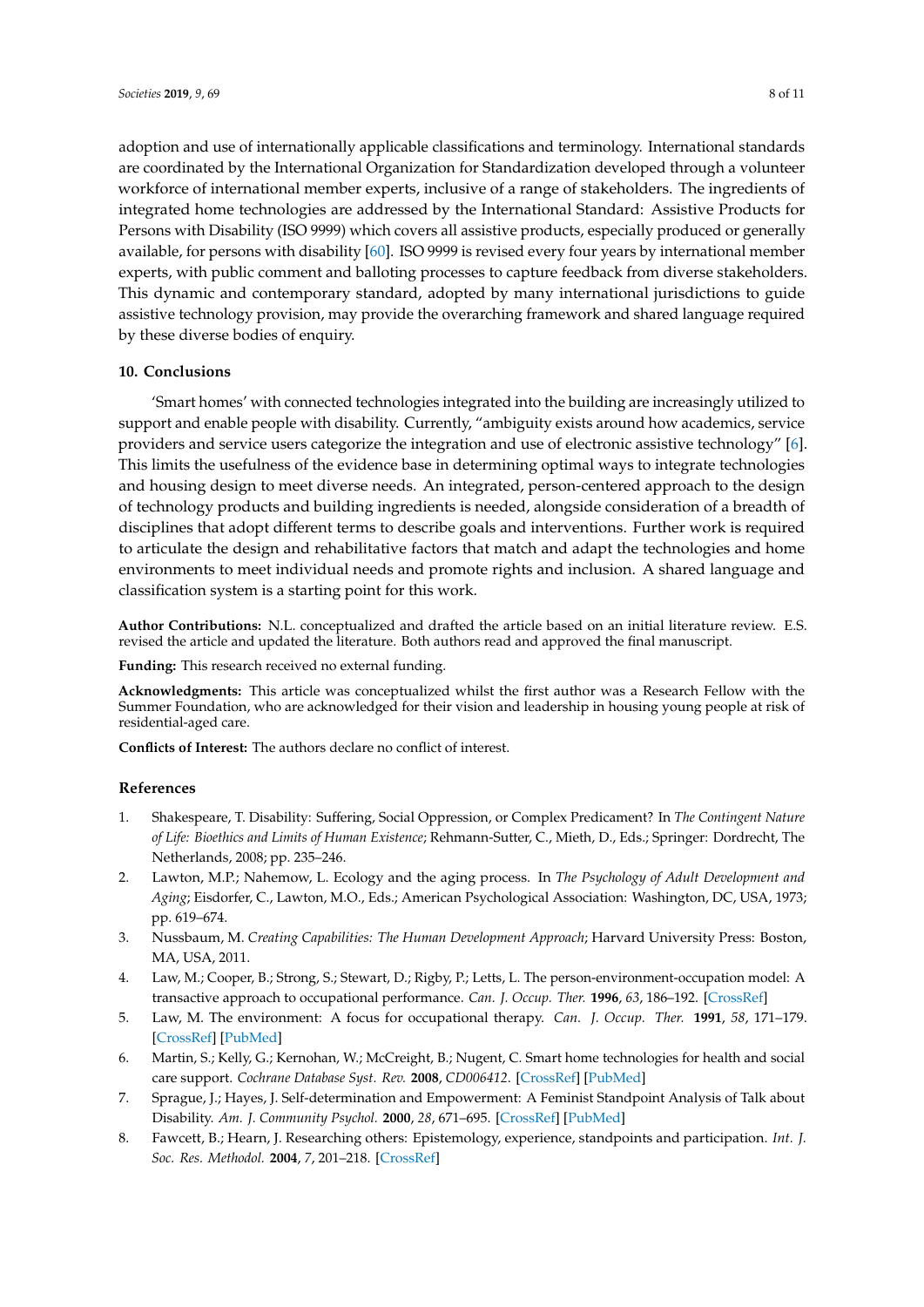adoption and use of internationally applicable classifications and terminology. International standards are coordinated by the International Organization for Standardization developed through a volunteer workforce of international member experts, inclusive of a range of stakeholders. The ingredients of integrated home technologies are addressed by the International Standard: Assistive Products for Persons with Disability (ISO 9999) which covers all assistive products, especially produced or generally available, for persons with disability [60]. ISO 9999 is revised every four years by international member experts, with public comment and balloting processes to capture feedback from diverse stakeholders. This dynamic and contemporary standard, adopted by many international jurisdictions to guide assistive technology provision, may provide the overarching framework and shared language required by these diverse bodies of enquiry.

## 10. Conclusions

'Smart homes' with connected technologies integrated into the building are increasingly utilized to support and enable people with disability. Currently, "ambiguity exists around how academics, service providers and service users categorize the integration and use of electronic assistive technology" [6]. This limits the usefulness of the evidence base in determining optimal ways to integrate technologies and housing design to meet diverse needs. An integrated, person-centered approach to the design of technology products and building ingredients is needed, alongside consideration of a breadth of disciplines that adopt different terms to describe goals and interventions. Further work is required to articulate the design and rehabilitative factors that match and adapt the technologies and home environments to meet individual needs and promote rights and inclusion. A shared language and classification system is a starting point for this work.

**Author Contributions:** N.L. conceptualized and drafted the article based on an initial literature review. E.S. revised the article and updated the literature. Both authors read and approved the final manuscript.

**Funding:** This research received no external funding.

**Acknowledgments:** This article was conceptualized whilst the first author was a Research Fellow with the Summer Foundation, who are acknowledged for their vision and leadership in housing young people at risk of residential-aged care.

**Conflicts of Interest:** The authors declare no conflict of interest.

## References

1. Shakespeare, T. Disability: Suffering, Social Oppression, or Complex Predicament? In *The Contingent Nature of Life: Bioethics and Limits of Human Existence*; Rehmann-Sutter, C., Mieth, D., Eds.; Springer: Dordrecht, The Netherlands, 2008; pp. 235–246.
2. Lawton, M.P.; Nahemow, L. Ecology and the aging process. In *The Psychology of Adult Development and Aging*; Eisdorfer, C., Lawton, M.O., Eds.; American Psychological Association: Washington, DC, USA, 1973; pp. 619–674.
3. Nussbaum, M. *Creating Capabilities: The Human Development Approach*; Harvard University Press: Boston, MA, USA, 2011.
4. Law, M.; Cooper, B.; Strong, S.; Stewart, D.; Rigby, P.; Letts, L. The person-environment-occupation model: A transactive approach to occupational performance. *Can. J. Occup. Ther.* **1996**, *63*, 186–192. [CrossRef]
5. Law, M. The environment: A focus for occupational therapy. *Can. J. Occup. Ther.* **1991**, *58*, 171–179. [CrossRef] [PubMed]
6. Martin, S.; Kelly, G.; Kernohan, W.; McCreight, B.; Nugent, C. Smart home technologies for health and social care support. *Cochrane Database Syst. Rev.* **2008**, *CD006412*. [CrossRef] [PubMed]
7. Sprague, J.; Hayes, J. Self-determination and Empowerment: A Feminist Standpoint Analysis of Talk about Disability. *Am. J. Community Psychol.* **2000**, *28*, 671–695. [CrossRef] [PubMed]
8. Fawcett, B.; Hearn, J. Researching others: Epistemology, experience, standpoints and participation. *Int. J. Soc. Res. Methodol.* **2004**, *7*, 201–218. [CrossRef]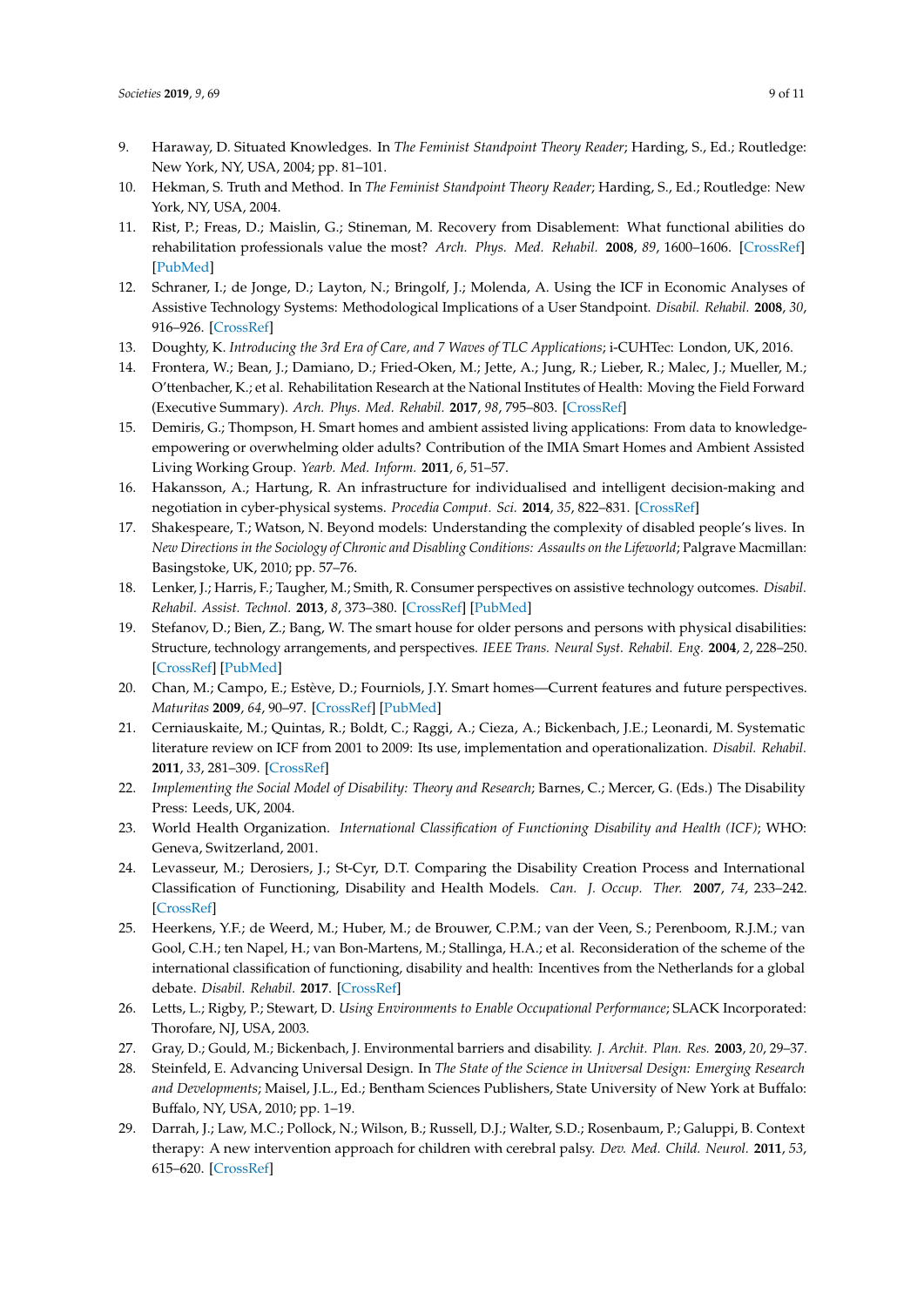9. Haraway, D. Situated Knowledges. In *The Feminist Standpoint Theory Reader*; Harding, S., Ed.; Routledge: New York, NY, USA, 2004; pp. 81–101.
10. Hekman, S. Truth and Method. In *The Feminist Standpoint Theory Reader*; Harding, S., Ed.; Routledge: New York, NY, USA, 2004.
11. Rist, P.; Freas, D.; Maislin, G.; Stineman, M. Recovery from Disablement: What functional abilities do rehabilitation professionals value the most? *Arch. Phys. Med. Rehabil.* **2008**, *89*, 1600–1606. [CrossRef] [PubMed]
12. Schraner, I.; de Jonge, D.; Layton, N.; Bringolf, J.; Molenda, A. Using the ICF in Economic Analyses of Assistive Technology Systems: Methodological Implications of a User Standpoint. *Disabil. Rehabil.* **2008**, *30*, 916–926. [CrossRef]
13. Doughty, K. *Introducing the 3rd Era of Care, and 7 Waves of TLC Applications*; i-CUHTec: London, UK, 2016.
14. Frontera, W.; Bean, J.; Damiano, D.; Fried-Oken, M.; Jette, A.; Jung, R.; Lieber, R.; Malec, J.; Mueller, M.; O'ttenbacher, K.; et al. Rehabilitation Research at the National Institutes of Health: Moving the Field Forward (Executive Summary). *Arch. Phys. Med. Rehabil.* **2017**, *98*, 795–803. [CrossRef]
15. Demiris, G.; Thompson, H. Smart homes and ambient assisted living applications: From data to knowledge-empowering or overwhelming older adults? Contribution of the IMIA Smart Homes and Ambient Assisted Living Working Group. *Yearb. Med. Inform.* **2011**, *6*, 51–57.
16. Hakansson, A.; Hartung, R. An infrastructure for individualised and intelligent decision-making and negotiation in cyber-physical systems. *Procedia Comput. Sci.* **2014**, *35*, 822–831. [CrossRef]
17. Shakespeare, T.; Watson, N. Beyond models: Understanding the complexity of disabled people's lives. In *New Directions in the Sociology of Chronic and Disabling Conditions: Assaults on the Lifeworld*; Palgrave Macmillan: Basingstoke, UK, 2010; pp. 57–76.
18. Lenker, J.; Harris, F.; Taugher, M.; Smith, R. Consumer perspectives on assistive technology outcomes. *Disabil. Rehabil. Assist. Technol.* **2013**, *8*, 373–380. [CrossRef] [PubMed]
19. Stefanov, D.; Bien, Z.; Bang, W. The smart house for older persons and persons with physical disabilities: Structure, technology arrangements, and perspectives. *IEEE Trans. Neural Syst. Rehabil. Eng.* **2004**, *2*, 228–250. [CrossRef] [PubMed]
20. Chan, M.; Campo, E.; Estève, D.; Fourniols, J.Y. Smart homes—Current features and future perspectives. *Maturitas* **2009**, *64*, 90–97. [CrossRef] [PubMed]
21. Cerniauskaite, M.; Quintas, R.; Boldt, C.; Raggi, A.; Cieza, A.; Bickenbach, J.E.; Leonardi, M. Systematic literature review on ICF from 2001 to 2009: Its use, implementation and operationalization. *Disabil. Rehabil.* **2011**, *33*, 281–309. [CrossRef]
22. *Implementing the Social Model of Disability: Theory and Research*; Barnes, C.; Mercer, G. (Eds.) The Disability Press: Leeds, UK, 2004.
23. World Health Organization. *International Classification of Functioning Disability and Health (ICF)*; WHO: Geneva, Switzerland, 2001.
24. Levasseur, M.; Derosiers, J.; St-Cyr, D.T. Comparing the Disability Creation Process and International Classification of Functioning, Disability and Health Models. *Can. J. Occup. Ther.* **2007**, *74*, 233–242. [CrossRef]
25. Heerkens, Y.F.; de Weerd, M.; Huber, M.; de Brouwer, C.P.M.; van der Veen, S.; Perenboom, R.J.M.; van Gool, C.H.; ten Napel, H.; van Bon-Martens, M.; Stallinga, H.A.; et al. Reconsideration of the scheme of the international classification of functioning, disability and health: Incentives from the Netherlands for a global debate. *Disabil. Rehabil.* **2017**. [CrossRef]
26. Letts, L.; Rigby, P.; Stewart, D. *Using Environments to Enable Occupational Performance*; SLACK Incorporated: Thorofare, NJ, USA, 2003.
27. Gray, D.; Gould, M.; Bickenbach, J. Environmental barriers and disability. *J. Archit. Plan. Res.* **2003**, *20*, 29–37.
28. Steinfeld, E. Advancing Universal Design. In *The State of the Science in Universal Design: Emerging Research and Developments*; Maisel, J.L., Ed.; Bentham Sciences Publishers, State University of New York at Buffalo: Buffalo, NY, USA, 2010; pp. 1–19.
29. Darrah, J.; Law, M.C.; Pollock, N.; Wilson, B.; Russell, D.J.; Walter, S.D.; Rosenbaum, P.; Galuppi, B. Context therapy: A new intervention approach for children with cerebral palsy. *Dev. Med. Child. Neurol.* **2011**, *53*, 615–620. [CrossRef]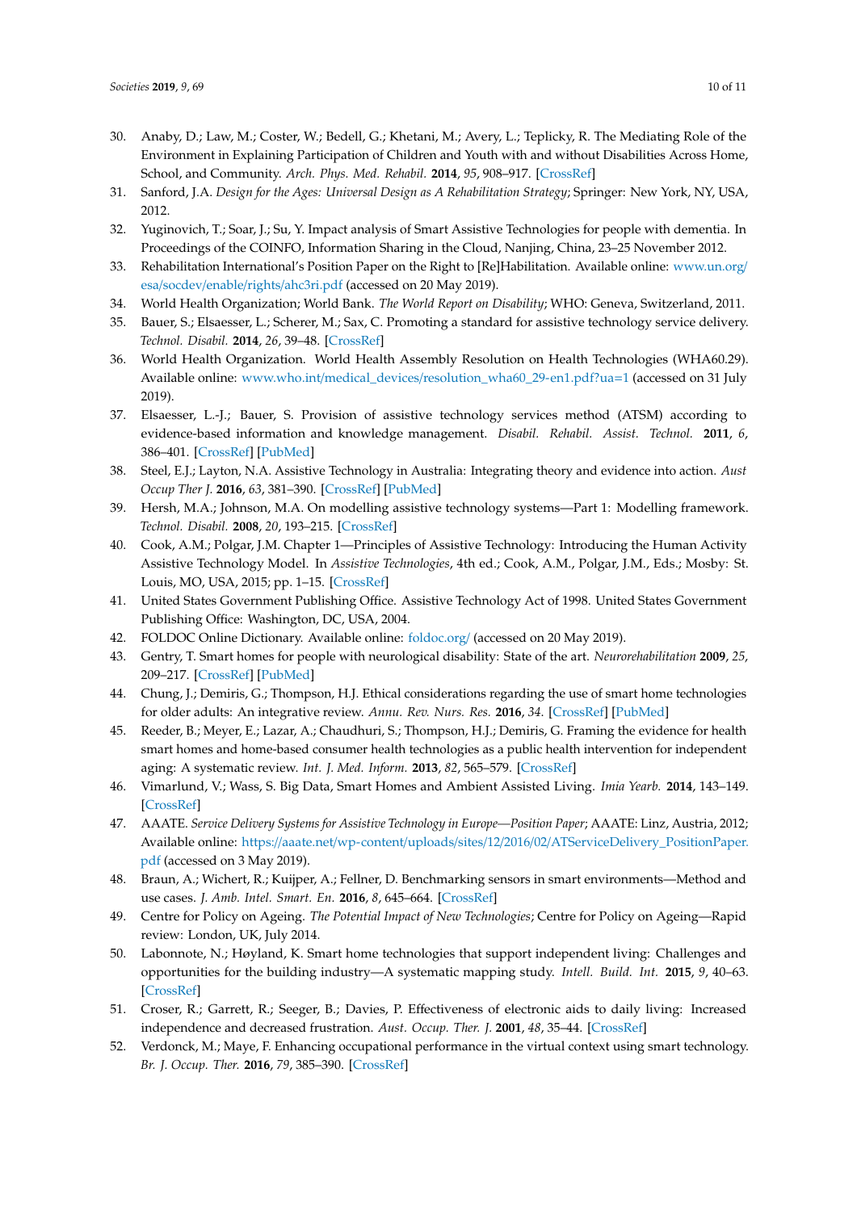30. Anaby, D.; Law, M.; Coster, W.; Bedell, G.; Khetani, M.; Avery, L.; Teplicky, R. The Mediating Role of the Environment in Explaining Participation of Children and Youth with and without Disabilities Across Home, School, and Community. *Arch. Phys. Med. Rehabil.* **2014**, *95*, 908–917. [CrossRef]
31. Sanford, J.A. *Design for the Ages: Universal Design as A Rehabilitation Strategy*; Springer: New York, NY, USA, 2012.
32. Yuginovich, T.; Soar, J.; Su, Y. Impact analysis of Smart Assistive Technologies for people with dementia. In Proceedings of the COINFO, Information Sharing in the Cloud, Nanjing, China, 23–25 November 2012.
33. Rehabilitation International's Position Paper on the Right to [Re]Habilitation. Available online: www.un.org/esa/socdev/enable/rights/ahc3ri.pdf (accessed on 20 May 2019).
34. World Health Organization; World Bank. *The World Report on Disability*; WHO: Geneva, Switzerland, 2011.
35. Bauer, S.; Elsaesser, L.; Scherer, M.; Sax, C. Promoting a standard for assistive technology service delivery. *Technol. Disabil.* **2014**, *26*, 39–48. [CrossRef]
36. World Health Organization. World Health Assembly Resolution on Health Technologies (WHA60.29). Available online: www.who.int/medical_devices/resolution_wha60_29-en1.pdf?ua=1 (accessed on 31 July 2019).
37. Elsaesser, L.-J.; Bauer, S. Provision of assistive technology services method (ATSM) according to evidence-based information and knowledge management. *Disabil. Rehabil. Assist. Technol.* **2011**, *6*, 386–401. [CrossRef] [PubMed]
38. Steel, E.J.; Layton, N.A. Assistive Technology in Australia: Integrating theory and evidence into action. *Aust Occup Ther J.* **2016**, *63*, 381–390. [CrossRef] [PubMed]
39. Hersh, M.A.; Johnson, M.A. On modelling assistive technology systems—Part 1: Modelling framework. *Technol. Disabil.* **2008**, *20*, 193–215. [CrossRef]
40. Cook, A.M.; Polgar, J.M. Chapter 1—Principles of Assistive Technology: Introducing the Human Activity Assistive Technology Model. In *Assistive Technologies*, 4th ed.; Cook, A.M., Polgar, J.M., Eds.; Mosby: St. Louis, MO, USA, 2015; pp. 1–15. [CrossRef]
41. United States Government Publishing Office. Assistive Technology Act of 1998. United States Government Publishing Office: Washington, DC, USA, 2004.
42. FOLDOC Online Dictionary. Available online: foldoc.org/ (accessed on 20 May 2019).
43. Gentry, T. Smart homes for people with neurological disability: State of the art. *Neurorehabilitation* **2009**, *25*, 209–217. [CrossRef] [PubMed]
44. Chung, J.; Demiris, G.; Thompson, H.J. Ethical considerations regarding the use of smart home technologies for older adults: An integrative review. *Annu. Rev. Nurs. Res.* **2016**, *34*. [CrossRef] [PubMed]
45. Reeder, B.; Meyer, E.; Lazar, A.; Chaudhuri, S.; Thompson, H.J.; Demiris, G. Framing the evidence for health smart homes and home-based consumer health technologies as a public health intervention for independent aging: A systematic review. *Int. J. Med. Inform.* **2013**, *82*, 565–579. [CrossRef]
46. Vimarlund, V.; Wass, S. Big Data, Smart Homes and Ambient Assisted Living. *Imia Yearb.* **2014**, 143–149. [CrossRef]
47. AAATE. *Service Delivery Systems for Assistive Technology in Europe—Position Paper*; AAATE: Linz, Austria, 2012; Available online: https://aaate.net/wp-content/uploads/sites/12/2016/02/ATServiceDelivery_PositionPaper.pdf (accessed on 3 May 2019).
48. Braun, A.; Wichert, R.; Kuijper, A.; Fellner, D. Benchmarking sensors in smart environments—Method and use cases. *J. Amb. Intel. Smart. En.* **2016**, *8*, 645–664. [CrossRef]
49. Centre for Policy on Ageing. *The Potential Impact of New Technologies*; Centre for Policy on Ageing—Rapid review: London, UK, July 2014.
50. Labonnote, N.; Høyland, K. Smart home technologies that support independent living: Challenges and opportunities for the building industry—A systematic mapping study. *Intell. Build. Int.* **2015**, *9*, 40–63. [CrossRef]
51. Croser, R.; Garrett, R.; Seeger, B.; Davies, P. Effectiveness of electronic aids to daily living: Increased independence and decreased frustration. *Aust. Occup. Ther. J.* **2001**, *48*, 35–44. [CrossRef]
52. Verdonck, M.; Maye, F. Enhancing occupational performance in the virtual context using smart technology. *Br. J. Occup. Ther.* **2016**, *79*, 385–390. [CrossRef]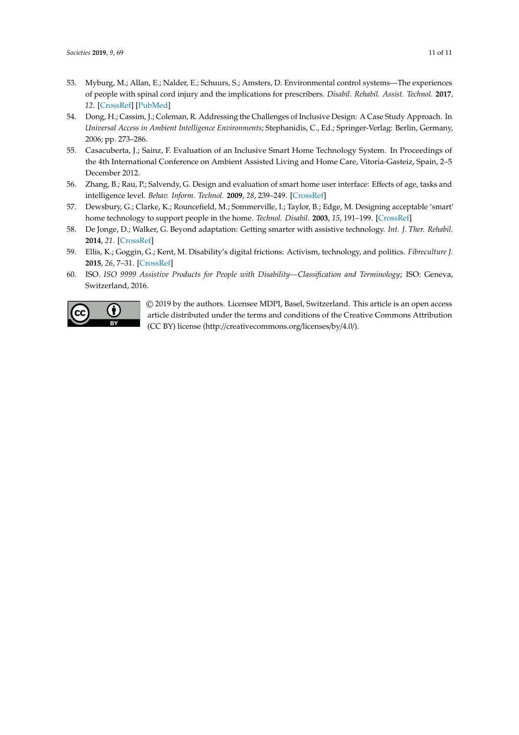53. Myburg, M.; Allan, E.; Nalder, E.; Schuurs, S.; Amsters, D. Environmental control systems—The experiences of people with spinal cord injury and the implications for prescribers. *Disabil. Rehabil. Assist. Technol.* **2017**, *12*. [CrossRef] [PubMed]
54. Dong, H.; Cassim, J.; Coleman, R. Addressing the Challenges of Inclusive Design: A Case Study Approach. In *Universal Access in Ambient Intelligence Environments*; Stephanidis, C., Ed.; Springer-Verlag: Berlin, Germany, 2006; pp. 273–286.
55. Casacuberta, J.; Sainz, F. Evaluation of an Inclusive Smart Home Technology System. In Proceedings of the 4th International Conference on Ambient Assisted Living and Home Care, Vitoria-Gasteiz, Spain, 2–5 December 2012.
56. Zhang, B.; Rau, P.; Salvendy, G. Design and evaluation of smart home user interface: Effects of age, tasks and intelligence level. *Behav. Inform. Technol.* **2009**, *28*, 239–249. [CrossRef]
57. Dewsbury, G.; Clarke, K.; Rouncefield, M.; Sommerville, I.; Taylor, B.; Edge, M. Designing acceptable 'smart' home technology to support people in the home. *Technol. Disabil.* **2003**, *15*, 191–199. [CrossRef]
58. De Jonge, D.; Walker, G. Beyond adaptation: Getting smarter with assistive technology. *Int. J. Ther. Rehabil.* **2014**, *21*. [CrossRef]
59. Ellis, K.; Goggin, G.; Kent, M. Disability's digital frictions: Activism, technology, and politics. *Fibreculture J.* **2015**, *26*, 7–31. [CrossRef]
60. ISO. *ISO 9999 Assistive Products for People with Disability—Classification and Terminology*; ISO: Geneva, Switzerland, 2016.

© 2019 by the authors. Licensee MDPI, Basel, Switzerland. This article is an open access article distributed under the terms and conditions of the Creative Commons Attribution (CC BY) license (http://creativecommons.org/licenses/by/4.0/).